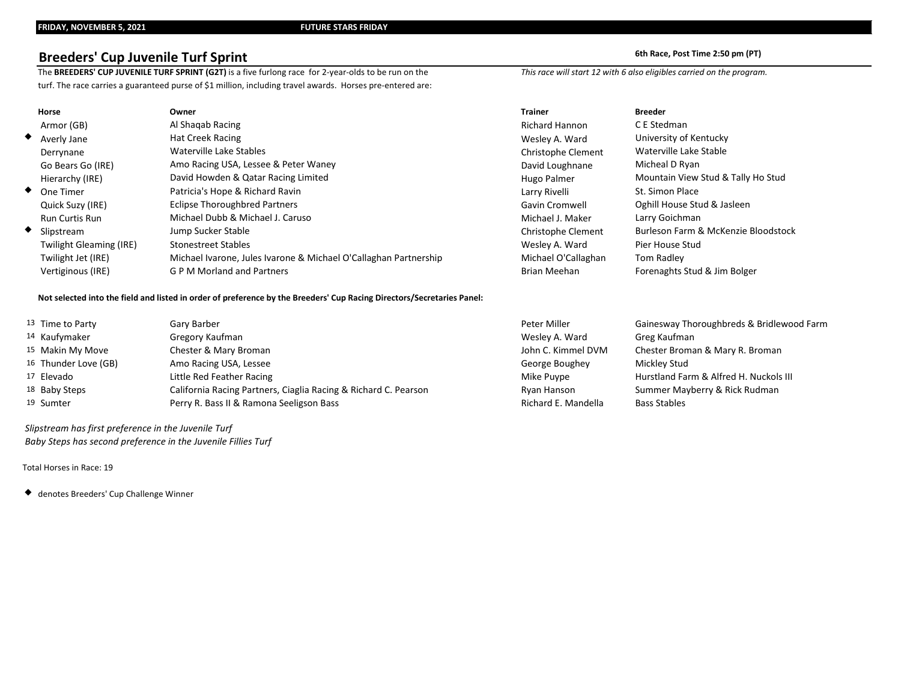FRIDAY, NOVEMBER 5, 2021 FUTURE STARS FRIDAY

## Breeders' Cup Juvenile Turf Sprint

**6th Race, Post Time 2:50 pm (PT)**

The **BREEDERS' CUP JUVENILE TURF SPRINT (G2T)** is a five furlong race for 2-year-olds to be run on the turf. The race carries a guaranteed purse of $1 million, including travel awards. Horses pre-entered are:

*This race will start 12 with 6 also eligibles carried on the program.*

| Horse | Owner | Trainer | Breeder |
|---|---|---|---|
| Armor (GB) | Al Shaqab Racing | Richard Hannon | C E Stedman |
| ◆ Averly Jane | Hat Creek Racing | Wesley A. Ward | University of Kentucky |
| Derrynane | Waterville Lake Stables | Christophe Clement | Waterville Lake Stable |
| Go Bears Go (IRE) | Amo Racing USA, Lessee & Peter Waney | David Loughnane | Micheal D Ryan |
| Hierarchy (IRE) | David Howden & Qatar Racing Limited | Hugo Palmer | Mountain View Stud & Tally Ho Stud |
| ◆ One Timer | Patricia's Hope & Richard Ravin | Larry Rivelli | St. Simon Place |
| Quick Suzy (IRE) | Eclipse Thoroughbred Partners | Gavin Cromwell | Oghill House Stud & Jasleen |
| Run Curtis Run | Michael Dubb & Michael J. Caruso | Michael J. Maker | Larry Goichman |
| ◆ Slipstream | Jump Sucker Stable | Christophe Clement | Burleson Farm & McKenzie Bloodstock |
| Twilight Gleaming (IRE) | Stonestreet Stables | Wesley A. Ward | Pier House Stud |
| Twilight Jet (IRE) | Michael Ivarone, Jules Ivarone & Michael O'Callaghan Partnership | Michael O'Callaghan | Tom Radley |
| Vertiginous (IRE) | G P M Morland and Partners | Brian Meehan | Forenaghts Stud & Jim Bolger |

**Not selected into the field and listed in order of preference by the Breeders' Cup Racing Directors/Secretaries Panel:**

| Horse | Owner | Trainer | Breeder |
|---|---|---|---|
| 13 Time to Party | Gary Barber | Peter Miller | Gainesway Thoroughbreds & Bridlewood Farm |
| 14 Kaufymaker | Gregory Kaufman | Wesley A. Ward | Greg Kaufman |
| 15 Makin My Move | Chester & Mary Broman | John C. Kimmel DVM | Chester Broman & Mary R. Broman |
| 16 Thunder Love (GB) | Amo Racing USA, Lessee | George Boughey | Mickley Stud |
| 17 Elevado | Little Red Feather Racing | Mike Puype | Hurstland Farm & Alfred H. Nuckols III |
| 18 Baby Steps | California Racing Partners, Ciaglia Racing & Richard C. Pearson | Ryan Hanson | Summer Mayberry & Rick Rudman |
| 19 Sumter | Perry R. Bass II & Ramona Seeligson Bass | Richard E. Mandella | Bass Stables |

*Slipstream has first preference in the Juvenile Turf*
*Baby Steps has second preference in the Juvenile Fillies Turf*

Total Horses in Race: 19

◆ denotes Breeders' Cup Challenge Winner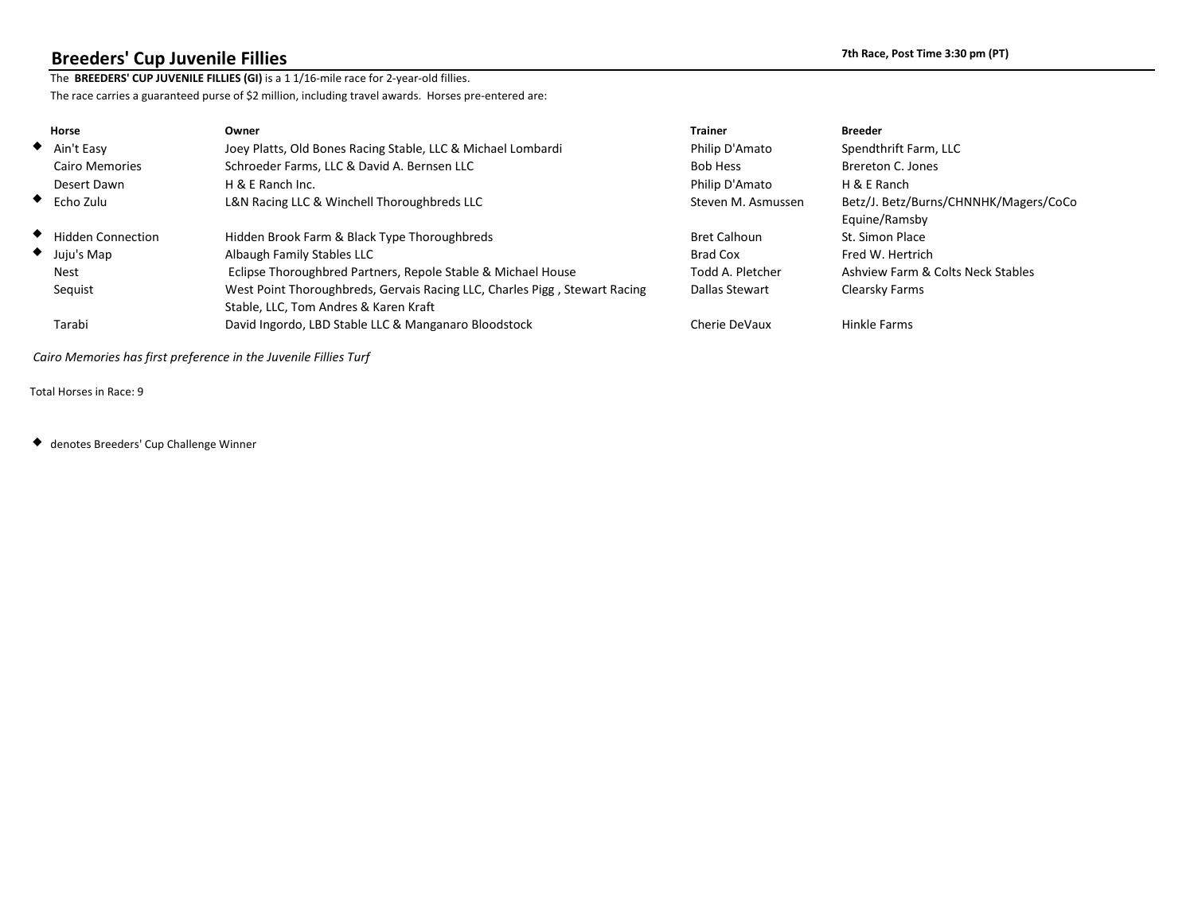## Breeders' Cup Juvenile Fillies

7th Race, Post Time 3:30 pm (PT)

The **BREEDERS' CUP JUVENILE FILLIES (GI)** is a 1 1/16-mile race for 2-year-old fillies.
The race carries a guaranteed purse of $2 million, including travel awards. Horses pre-entered are:

| | Horse | Owner | Trainer | Breeder |
|---|---|---|---|---|
| ◆ | Ain't Easy | Joey Platts, Old Bones Racing Stable, LLC & Michael Lombardi | Philip D'Amato | Spendthrift Farm, LLC |
| | Cairo Memories | Schroeder Farms, LLC & David A. Bernsen LLC | Bob Hess | Brereton C. Jones |
| | Desert Dawn | H & E Ranch Inc. | Philip D'Amato | H & E Ranch |
| ◆ | Echo Zulu | L&N Racing LLC & Winchell Thoroughbreds LLC | Steven M. Asmussen | Betz/J. Betz/Burns/CHNNHK/Magers/CoCo Equine/Ramsby |
| ◆ | Hidden Connection | Hidden Brook Farm & Black Type Thoroughbreds | Bret Calhoun | St. Simon Place |
| ◆ | Juju's Map | Albaugh Family Stables LLC | Brad Cox | Fred W. Hertrich |
| | Nest | Eclipse Thoroughbred Partners, Repole Stable & Michael House | Todd A. Pletcher | Ashview Farm & Colts Neck Stables |
| | Sequist | West Point Thoroughbreds, Gervais Racing LLC, Charles Pigg , Stewart Racing Stable, LLC, Tom Andres & Karen Kraft | Dallas Stewart | Clearsky Farms |
| | Tarabi | David Ingordo, LBD Stable LLC & Manganaro Bloodstock | Cherie DeVaux | Hinkle Farms |

*Cairo Memories has first preference in the Juvenile Fillies Turf*

Total Horses in Race: 9

◆ denotes Breeders' Cup Challenge Winner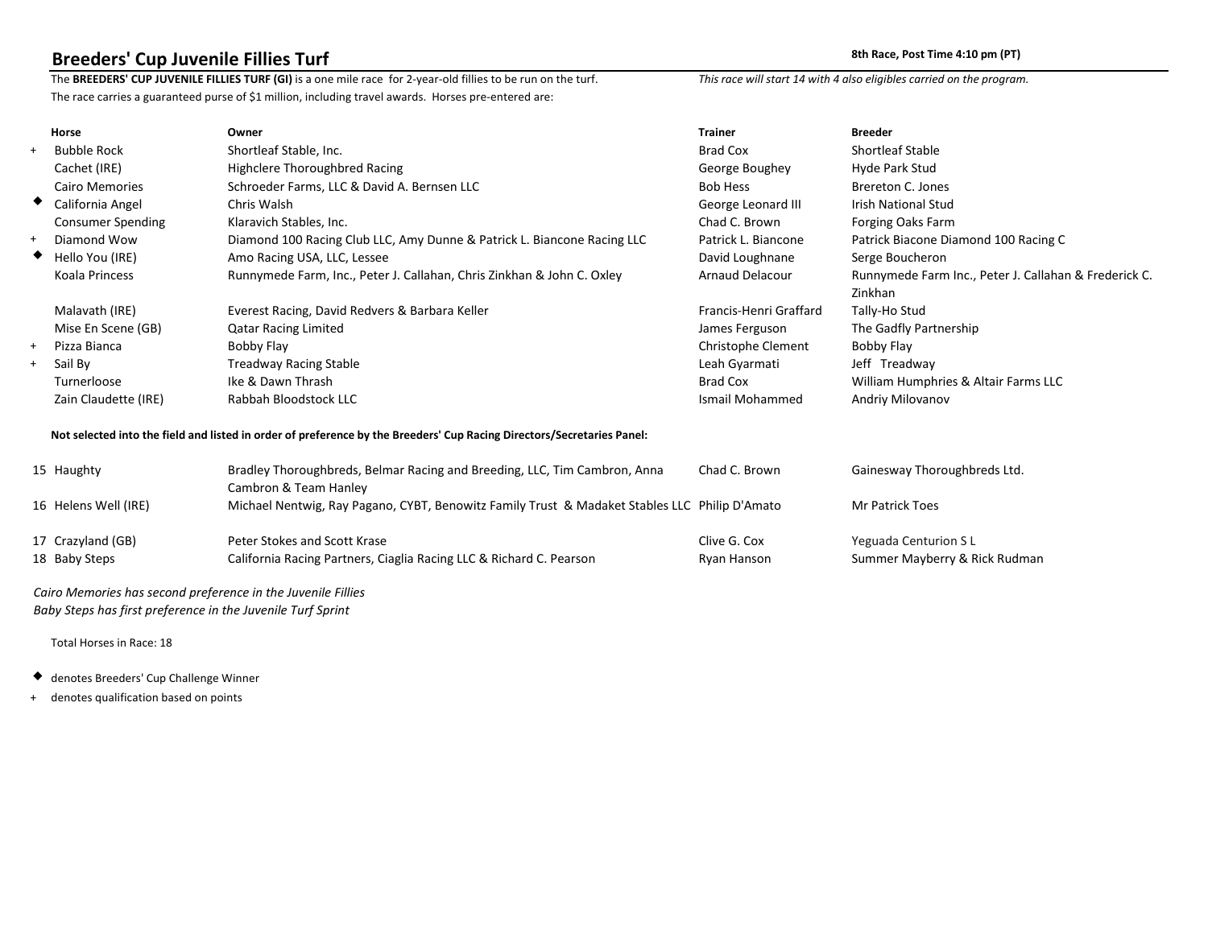## Breeders' Cup Juvenile Fillies Turf

**8th Race, Post Time 4:10 pm (PT)**

The **BREEDERS' CUP JUVENILE FILLIES TURF (GI)** is a one mile race for 2-year-old fillies to be run on the turf. The race carries a guaranteed purse of $1 million, including travel awards. Horses pre-entered are:

*This race will start 14 with 4 also eligibles carried on the program.*

| | Horse | Owner | Trainer | Breeder |
|---|---|---|---|---|
| + | Bubble Rock | Shortleaf Stable, Inc. | Brad Cox | Shortleaf Stable |
| | Cachet (IRE) | Highclere Thoroughbred Racing | George Boughey | Hyde Park Stud |
| | Cairo Memories | Schroeder Farms, LLC & David A. Bernsen LLC | Bob Hess | Brereton C. Jones |
| ◆ | California Angel | Chris Walsh | George Leonard III | Irish National Stud |
| | Consumer Spending | Klaravich Stables, Inc. | Chad C. Brown | Forging Oaks Farm |
| + | Diamond Wow | Diamond 100 Racing Club LLC, Amy Dunne & Patrick L. Biancone Racing LLC | Patrick L. Biancone | Patrick Biacone Diamond 100 Racing C |
| ◆ | Hello You (IRE) | Amo Racing USA, LLC, Lessee | David Loughnane | Serge Boucheron |
| | Koala Princess | Runnymede Farm, Inc., Peter J. Callahan, Chris Zinkhan & John C. Oxley | Arnaud Delacour | Runnymede Farm Inc., Peter J. Callahan & Frederick C. Zinkhan |
| | Malavath (IRE) | Everest Racing, David Redvers & Barbara Keller | Francis-Henri Graffard | Tally-Ho Stud |
| | Mise En Scene (GB) | Qatar Racing Limited | James Ferguson | The Gadfly Partnership |
| + | Pizza Bianca | Bobby Flay | Christophe Clement | Bobby Flay |
| + | Sail By | Treadway Racing Stable | Leah Gyarmati | Jeff Treadway |
| | Turnerloose | Ike & Dawn Thrash | Brad Cox | William Humphries & Altair Farms LLC |
| | Zain Claudette (IRE) | Rabbah Bloodstock LLC | Ismail Mohammed | Andriy Milovanov |

**Not selected into the field and listed in order of preference by the Breeders' Cup Racing Directors/Secretaries Panel:**

| | Horse | Owner | Trainer | Breeder |
|---|---|---|---|---|
| 15 | Haughty | Bradley Thoroughbreds, Belmar Racing and Breeding, LLC, Tim Cambron, Anna Cambron & Team Hanley | Chad C. Brown | Gainesway Thoroughbreds Ltd. |
| 16 | Helens Well (IRE) | Michael Nentwig, Ray Pagano, CYBT, Benowitz Family Trust & Madaket Stables LLC | Philip D'Amato | Mr Patrick Toes |
| 17 | Crazyland (GB) | Peter Stokes and Scott Krase | Clive G. Cox | Yeguada Centurion S L |
| 18 | Baby Steps | California Racing Partners, Ciaglia Racing LLC & Richard C. Pearson | Ryan Hanson | Summer Mayberry & Rick Rudman |

*Cairo Memories has second preference in the Juvenile Fillies*
*Baby Steps has first preference in the Juvenile Turf Sprint*

Total Horses in Race: 18

◆ denotes Breeders' Cup Challenge Winner

\+ denotes qualification based on points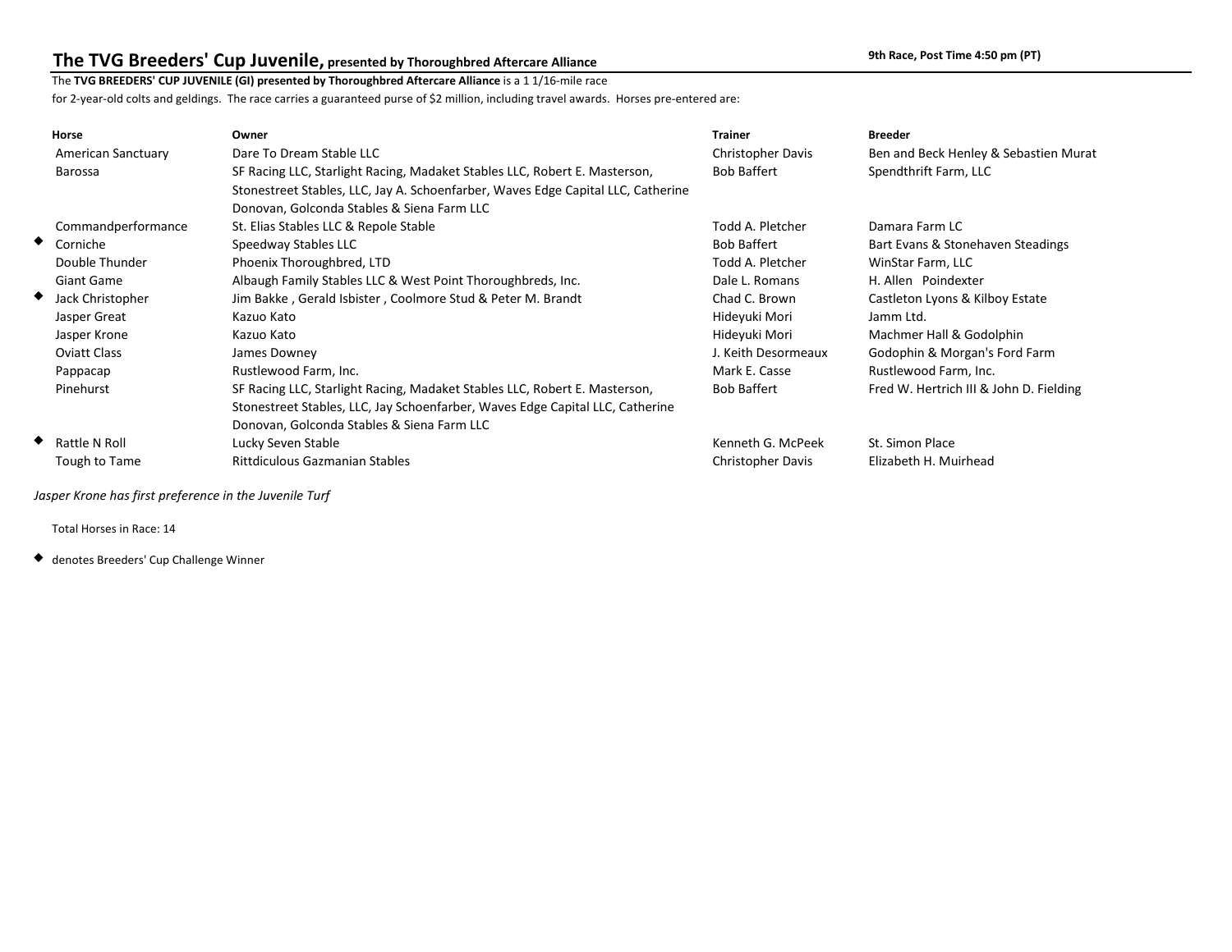## The TVG Breeders' Cup Juvenile, presented by Thoroughbred Aftercare Alliance

9th Race, Post Time 4:50 pm (PT)

The **TVG BREEDERS' CUP JUVENILE (GI) presented by Thoroughbred Aftercare Alliance** is a 1 1/16-mile race for 2-year-old colts and geldings. The race carries a guaranteed purse of $2 million, including travel awards. Horses pre-entered are:

| | Horse | Owner | Trainer | Breeder |
|---|---|---|---|---|
| | American Sanctuary | Dare To Dream Stable LLC | Christopher Davis | Ben and Beck Henley & Sebastien Murat |
| | Barossa | SF Racing LLC, Starlight Racing, Madaket Stables LLC, Robert E. Masterson, Stonestreet Stables, LLC, Jay A. Schoenfarber, Waves Edge Capital LLC, Catherine Donovan, Golconda Stables & Siena Farm LLC | Bob Baffert | Spendthrift Farm, LLC |
| | Commandperformance | St. Elias Stables LLC & Repole Stable | Todd A. Pletcher | Damara Farm LC |
| ◆ | Corniche | Speedway Stables LLC | Bob Baffert | Bart Evans & Stonehaven Steadings |
| | Double Thunder | Phoenix Thoroughbred, LTD | Todd A. Pletcher | WinStar Farm, LLC |
| | Giant Game | Albaugh Family Stables LLC & West Point Thoroughbreds, Inc. | Dale L. Romans | H. Allen Poindexter |
| ◆ | Jack Christopher | Jim Bakke , Gerald Isbister , Coolmore Stud & Peter M. Brandt | Chad C. Brown | Castleton Lyons & Kilboy Estate |
| | Jasper Great | Kazuo Kato | Hideyuki Mori | Jamm Ltd. |
| | Jasper Krone | Kazuo Kato | Hideyuki Mori | Machmer Hall & Godolphin |
| | Oviatt Class | James Downey | J. Keith Desormeaux | Godophin & Morgan's Ford Farm |
| | Pappacap | Rustlewood Farm, Inc. | Mark E. Casse | Rustlewood Farm, Inc. |
| | Pinehurst | SF Racing LLC, Starlight Racing, Madaket Stables LLC, Robert E. Masterson, Stonestreet Stables, LLC, Jay Schoenfarber, Waves Edge Capital LLC, Catherine Donovan, Golconda Stables & Siena Farm LLC | Bob Baffert | Fred W. Hertrich III & John D. Fielding |
| ◆ | Rattle N Roll | Lucky Seven Stable | Kenneth G. McPeek | St. Simon Place |
| | Tough to Tame | Rittdiculous Gazmanian Stables | Christopher Davis | Elizabeth H. Muirhead |

*Jasper Krone has first preference in the Juvenile Turf*

Total Horses in Race: 14

◆ denotes Breeders' Cup Challenge Winner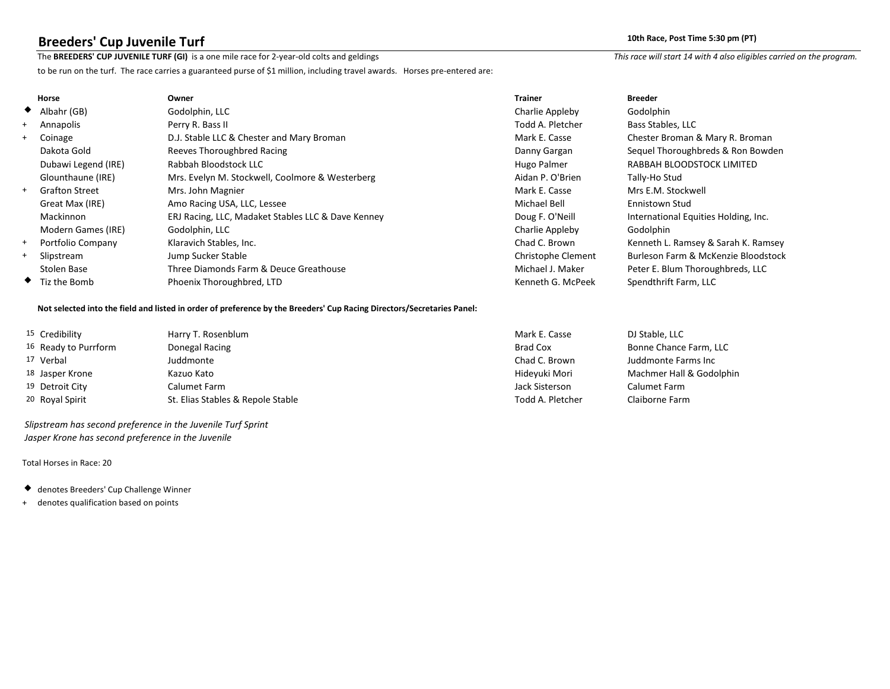## Breeders' Cup Juvenile Turf

**10th Race, Post Time 5:30 pm (PT)**

The **BREEDERS' CUP JUVENILE TURF (GI)** is a one mile race for 2-year-old colts and geldings to be run on the turf. The race carries a guaranteed purse of $1 million, including travel awards. Horses pre-entered are:

*This race will start 14 with 4 also eligibles carried on the program.*

| | Horse | Owner | Trainer | Breeder |
|---|---|---|---|---|
| ◆ | Albahr (GB) | Godolphin, LLC | Charlie Appleby | Godolphin |
| + | Annapolis | Perry R. Bass II | Todd A. Pletcher | Bass Stables, LLC |
| + | Coinage | D.J. Stable LLC & Chester and Mary Broman | Mark E. Casse | Chester Broman & Mary R. Broman |
| | Dakota Gold | Reeves Thoroughbred Racing | Danny Gargan | Sequel Thoroughbreds & Ron Bowden |
| | Dubawi Legend (IRE) | Rabbah Bloodstock LLC | Hugo Palmer | RABBAH BLOODSTOCK LIMITED |
| | Glounthaune (IRE) | Mrs. Evelyn M. Stockwell, Coolmore & Westerberg | Aidan P. O'Brien | Tally-Ho Stud |
| + | Grafton Street | Mrs. John Magnier | Mark E. Casse | Mrs E.M. Stockwell |
| | Great Max (IRE) | Amo Racing USA, LLC, Lessee | Michael Bell | Ennistown Stud |
| | Mackinnon | ERJ Racing, LLC, Madaket Stables LLC & Dave Kenney | Doug F. O'Neill | International Equities Holding, Inc. |
| | Modern Games (IRE) | Godolphin, LLC | Charlie Appleby | Godolphin |
| + | Portfolio Company | Klaravich Stables, Inc. | Chad C. Brown | Kenneth L. Ramsey & Sarah K. Ramsey |
| + | Slipstream | Jump Sucker Stable | Christophe Clement | Burleson Farm & McKenzie Bloodstock |
| | Stolen Base | Three Diamonds Farm & Deuce Greathouse | Michael J. Maker | Peter E. Blum Thoroughbreds, LLC |
| ◆ | Tiz the Bomb | Phoenix Thoroughbred, LTD | Kenneth G. McPeek | Spendthrift Farm, LLC |

**Not selected into the field and listed in order of preference by the Breeders' Cup Racing Directors/Secretaries Panel:**

| | Horse | Owner | Trainer | Breeder |
|---|---|---|---|---|
| 15 | Credibility | Harry T. Rosenblum | Mark E. Casse | DJ Stable, LLC |
| 16 | Ready to Purrform | Donegal Racing | Brad Cox | Bonne Chance Farm, LLC |
| 17 | Verbal | Juddmonte | Chad C. Brown | Juddmonte Farms Inc |
| 18 | Jasper Krone | Kazuo Kato | Hideyuki Mori | Machmer Hall & Godolphin |
| 19 | Detroit City | Calumet Farm | Jack Sisterson | Calumet Farm |
| 20 | Royal Spirit | St. Elias Stables & Repole Stable | Todd A. Pletcher | Claiborne Farm |

*Slipstream has second preference in the Juvenile Turf Sprint*
*Jasper Krone has second preference in the Juvenile*

Total Horses in Race: 20

◆ denotes Breeders' Cup Challenge Winner
\+ denotes qualification based on points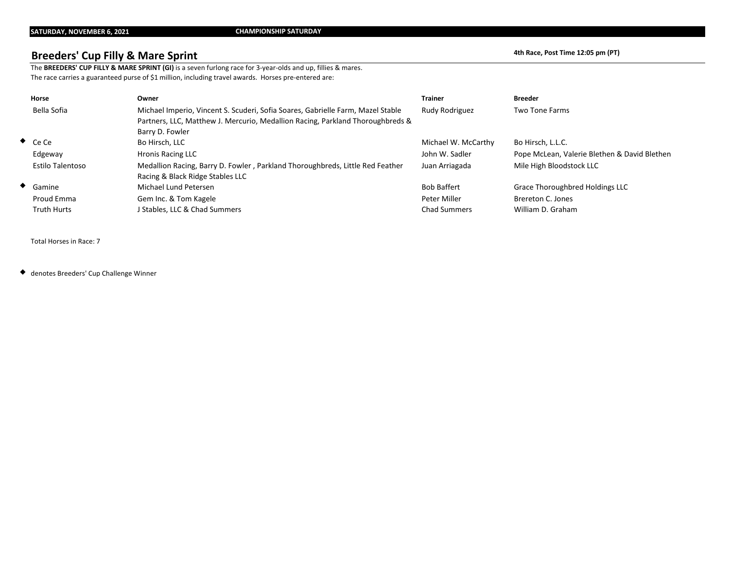**SATURDAY, NOVEMBER 6, 2021** **CHAMPIONSHIP SATURDAY**

## Breeders' Cup Filly & Mare Sprint

**4th Race, Post Time 12:05 pm (PT)**

The **BREEDERS' CUP FILLY & MARE SPRINT (GI)** is a seven furlong race for 3-year-olds and up, fillies & mares.
The race carries a guaranteed purse of $1 million, including travel awards. Horses pre-entered are:

| | Horse | Owner | Trainer | Breeder |
|---|---|---|---|---|
| | Bella Sofia | Michael Imperio, Vincent S. Scuderi, Sofia Soares, Gabrielle Farm, Mazel Stable Partners, LLC, Matthew J. Mercurio, Medallion Racing, Parkland Thoroughbreds & Barry D. Fowler | Rudy Rodriguez | Two Tone Farms |
| ◆ | Ce Ce | Bo Hirsch, LLC | Michael W. McCarthy | Bo Hirsch, L.L.C. |
| | Edgeway | Hronis Racing LLC | John W. Sadler | Pope McLean, Valerie Blethen & David Blethen |
| | Estilo Talentoso | Medallion Racing, Barry D. Fowler , Parkland Thoroughbreds, Little Red Feather Racing & Black Ridge Stables LLC | Juan Arriagada | Mile High Bloodstock LLC |
| ◆ | Gamine | Michael Lund Petersen | Bob Baffert | Grace Thoroughbred Holdings LLC |
| | Proud Emma | Gem Inc. & Tom Kagele | Peter Miller | Brereton C. Jones |
| | Truth Hurts | J Stables, LLC & Chad Summers | Chad Summers | William D. Graham |

Total Horses in Race: 7

◆ denotes Breeders' Cup Challenge Winner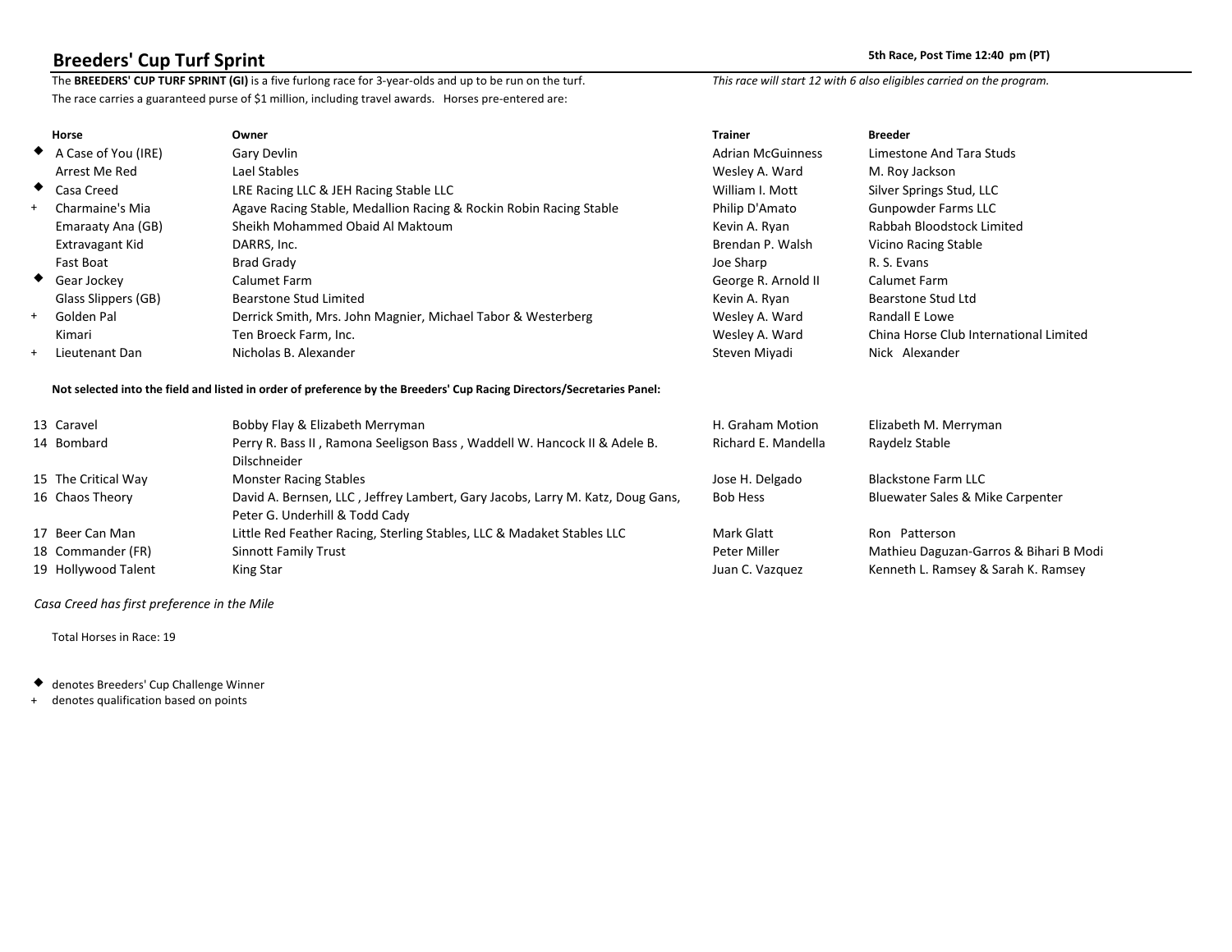## Breeders' Cup Turf Sprint

**5th Race, Post Time 12:40 pm (PT)**

The **BREEDERS' CUP TURF SPRINT (GI)** is a five furlong race for 3-year-olds and up to be run on the turf. The race carries a guaranteed purse of $1 million, including travel awards. Horses pre-entered are:

*This race will start 12 with 6 also eligibles carried on the program.*

| | Horse | Owner | Trainer | Breeder |
|---|---|---|---|---|
| ◆ | A Case of You (IRE) | Gary Devlin | Adrian McGuinness | Limestone And Tara Studs |
| | Arrest Me Red | Lael Stables | Wesley A. Ward | M. Roy Jackson |
| ◆ | Casa Creed | LRE Racing LLC & JEH Racing Stable LLC | William I. Mott | Silver Springs Stud, LLC |
| + | Charmaine's Mia | Agave Racing Stable, Medallion Racing & Rockin Robin Racing Stable | Philip D'Amato | Gunpowder Farms LLC |
| | Emaraaty Ana (GB) | Sheikh Mohammed Obaid Al Maktoum | Kevin A. Ryan | Rabbah Bloodstock Limited |
| | Extravagant Kid | DARRS, Inc. | Brendan P. Walsh | Vicino Racing Stable |
| | Fast Boat | Brad Grady | Joe Sharp | R. S. Evans |
| ◆ | Gear Jockey | Calumet Farm | George R. Arnold II | Calumet Farm |
| | Glass Slippers (GB) | Bearstone Stud Limited | Kevin A. Ryan | Bearstone Stud Ltd |
| + | Golden Pal | Derrick Smith, Mrs. John Magnier, Michael Tabor & Westerberg | Wesley A. Ward | Randall E Lowe |
| | Kimari | Ten Broeck Farm, Inc. | Wesley A. Ward | China Horse Club International Limited |
| + | Lieutenant Dan | Nicholas B. Alexander | Steven Miyadi | Nick Alexander |

**Not selected into the field and listed in order of preference by the Breeders' Cup Racing Directors/Secretaries Panel:**

| | Horse | Owner | Trainer | Breeder |
|---|---|---|---|---|
| 13 | Caravel | Bobby Flay & Elizabeth Merryman | H. Graham Motion | Elizabeth M. Merryman |
| 14 | Bombard | Perry R. Bass II , Ramona Seeligson Bass , Waddell W. Hancock II & Adele B. Dilschneider | Richard E. Mandella | Raydelz Stable |
| 15 | The Critical Way | Monster Racing Stables | Jose H. Delgado | Blackstone Farm LLC |
| 16 | Chaos Theory | David A. Bernsen, LLC , Jeffrey Lambert, Gary Jacobs, Larry M. Katz, Doug Gans, Peter G. Underhill & Todd Cady | Bob Hess | Bluewater Sales & Mike Carpenter |
| 17 | Beer Can Man | Little Red Feather Racing, Sterling Stables, LLC & Madaket Stables LLC | Mark Glatt | Ron Patterson |
| 18 | Commander (FR) | Sinnott Family Trust | Peter Miller | Mathieu Daguzan-Garros & Bihari B Modi |
| 19 | Hollywood Talent | King Star | Juan C. Vazquez | Kenneth L. Ramsey & Sarah K. Ramsey |

*Casa Creed has first preference in the Mile*

Total Horses in Race: 19

◆ denotes Breeders' Cup Challenge Winner

\+ denotes qualification based on points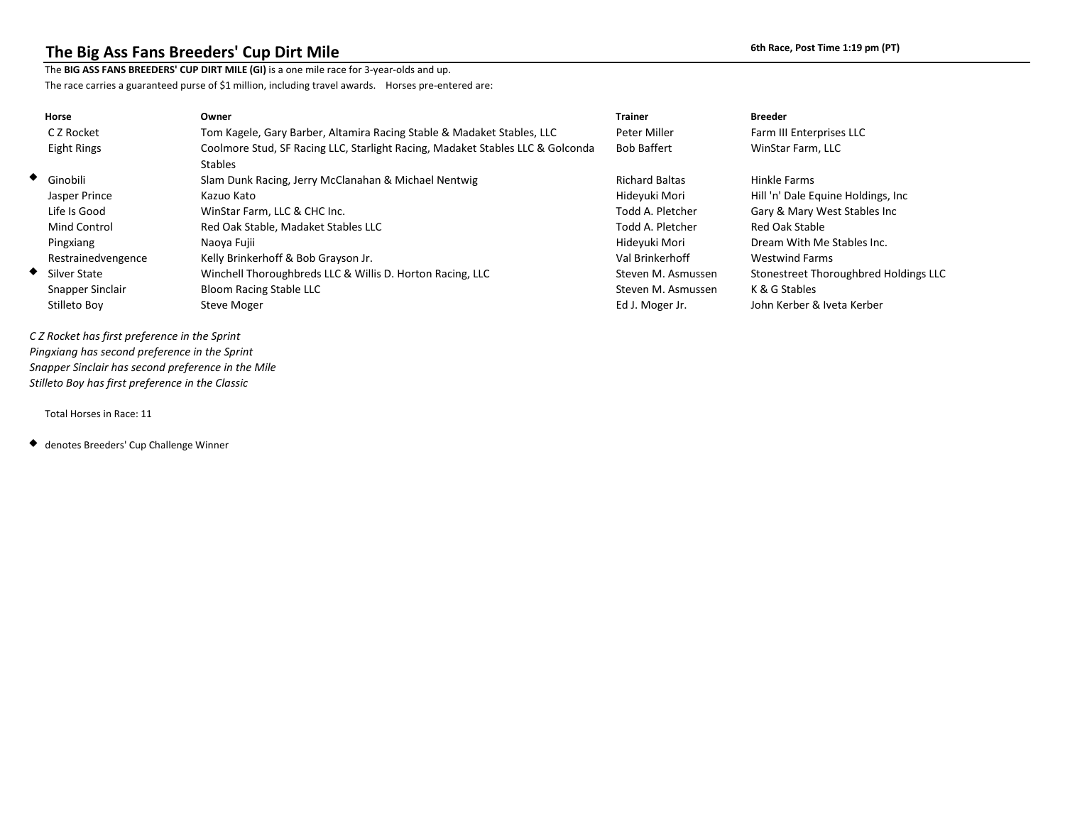## The Big Ass Fans Breeders' Cup Dirt Mile

6th Race, Post Time 1:19 pm (PT)

The **BIG ASS FANS BREEDERS' CUP DIRT MILE (GI)** is a one mile race for 3-year-olds and up.
The race carries a guaranteed purse of $1 million, including travel awards. Horses pre-entered are:

| Horse | Owner | Trainer | Breeder |
|---|---|---|---|
| C Z Rocket | Tom Kagele, Gary Barber, Altamira Racing Stable & Madaket Stables, LLC | Peter Miller | Farm III Enterprises LLC |
| Eight Rings | Coolmore Stud, SF Racing LLC, Starlight Racing, Madaket Stables LLC & Golconda Stables | Bob Baffert | WinStar Farm, LLC |
| ◆ Ginobili | Slam Dunk Racing, Jerry McClanahan & Michael Nentwig | Richard Baltas | Hinkle Farms |
| Jasper Prince | Kazuo Kato | Hideyuki Mori | Hill 'n' Dale Equine Holdings, Inc |
| Life Is Good | WinStar Farm, LLC & CHC Inc. | Todd A. Pletcher | Gary & Mary West Stables Inc |
| Mind Control | Red Oak Stable, Madaket Stables LLC | Todd A. Pletcher | Red Oak Stable |
| Pingxiang | Naoya Fujii | Hideyuki Mori | Dream With Me Stables Inc. |
| Restrainedvengence | Kelly Brinkerhoff & Bob Grayson Jr. | Val Brinkerhoff | Westwind Farms |
| ◆ Silver State | Winchell Thoroughbreds LLC & Willis D. Horton Racing, LLC | Steven M. Asmussen | Stonestreet Thoroughbred Holdings LLC |
| Snapper Sinclair | Bloom Racing Stable LLC | Steven M. Asmussen | K & G Stables |
| Stilleto Boy | Steve Moger | Ed J. Moger Jr. | John Kerber & Iveta Kerber |

*C Z Rocket has first preference in the Sprint*
*Pingxiang has second preference in the Sprint*
*Snapper Sinclair has second preference in the Mile*
*Stilleto Boy has first preference in the Classic*

Total Horses in Race: 11

◆ denotes Breeders' Cup Challenge Winner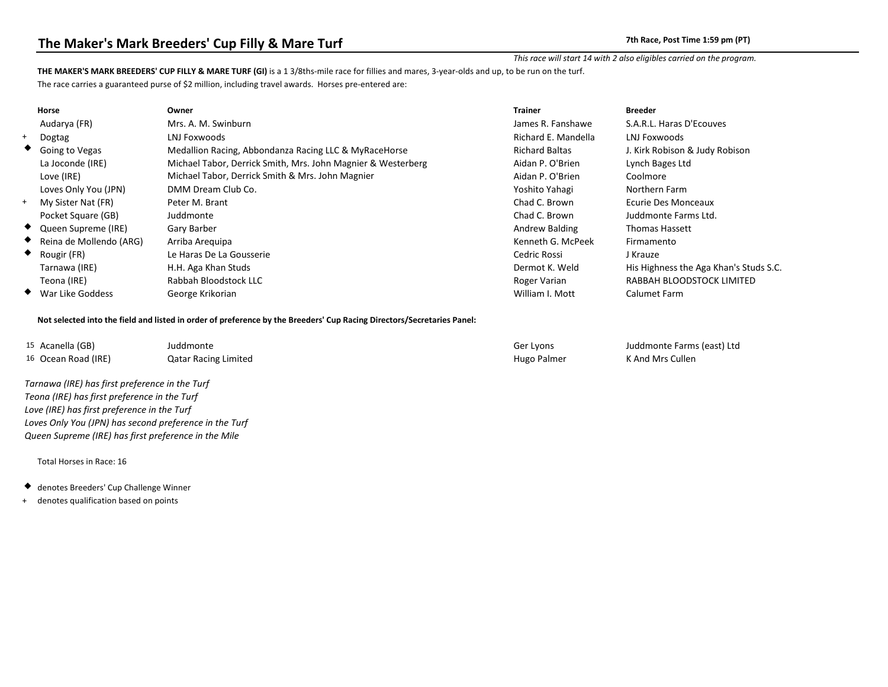## The Maker's Mark Breeders' Cup Filly & Mare Turf

**7th Race, Post Time 1:59 pm (PT)**

*This race will start 14 with 2 also eligibles carried on the program.*

**THE MAKER'S MARK BREEDERS' CUP FILLY & MARE TURF (GI)** is a 1 3/8ths-mile race for fillies and mares, 3-year-olds and up, to be run on the turf.

The race carries a guaranteed purse of $2 million, including travel awards. Horses pre-entered are:

| | Horse | Owner | Trainer | Breeder |
|---|---|---|---|---|
| | Audarya (FR) | Mrs. A. M. Swinburn | James R. Fanshawe | S.A.R.L. Haras D'Ecouves |
| + | Dogtag | LNJ Foxwoods | Richard E. Mandella | LNJ Foxwoods |
| ◆ | Going to Vegas | Medallion Racing, Abbondanza Racing LLC & MyRaceHorse | Richard Baltas | J. Kirk Robison & Judy Robison |
| | La Joconde (IRE) | Michael Tabor, Derrick Smith, Mrs. John Magnier & Westerberg | Aidan P. O'Brien | Lynch Bages Ltd |
| | Love (IRE) | Michael Tabor, Derrick Smith & Mrs. John Magnier | Aidan P. O'Brien | Coolmore |
| | Loves Only You (JPN) | DMM Dream Club Co. | Yoshito Yahagi | Northern Farm |
| + | My Sister Nat (FR) | Peter M. Brant | Chad C. Brown | Ecurie Des Monceaux |
| | Pocket Square (GB) | Juddmonte | Chad C. Brown | Juddmonte Farms Ltd. |
| ◆ | Queen Supreme (IRE) | Gary Barber | Andrew Balding | Thomas Hassett |
| ◆ | Reina de Mollendo (ARG) | Arriba Arequipa | Kenneth G. McPeek | Firmamento |
| ◆ | Rougir (FR) | Le Haras De La Gousserie | Cedric Rossi | J Krauze |
| | Tarnawa (IRE) | H.H. Aga Khan Studs | Dermot K. Weld | His Highness the Aga Khan's Studs S.C. |
| | Teona (IRE) | Rabbah Bloodstock LLC | Roger Varian | RABBAH BLOODSTOCK LIMITED |
| ◆ | War Like Goddess | George Krikorian | William I. Mott | Calumet Farm |

**Not selected into the field and listed in order of preference by the Breeders' Cup Racing Directors/Secretaries Panel:**

| | Horse | Owner | Trainer | Breeder |
|---|---|---|---|---|
| 15 | Acanella (GB) | Juddmonte | Ger Lyons | Juddmonte Farms (east) Ltd |
| 16 | Ocean Road (IRE) | Qatar Racing Limited | Hugo Palmer | K And Mrs Cullen |

*Tarnawa (IRE) has first preference in the Turf*
*Teona (IRE) has first preference in the Turf*
*Love (IRE) has first preference in the Turf*
*Loves Only You (JPN) has second preference in the Turf*
*Queen Supreme (IRE) has first preference in the Mile*

Total Horses in Race: 16

◆ denotes Breeders' Cup Challenge Winner
\+ denotes qualification based on points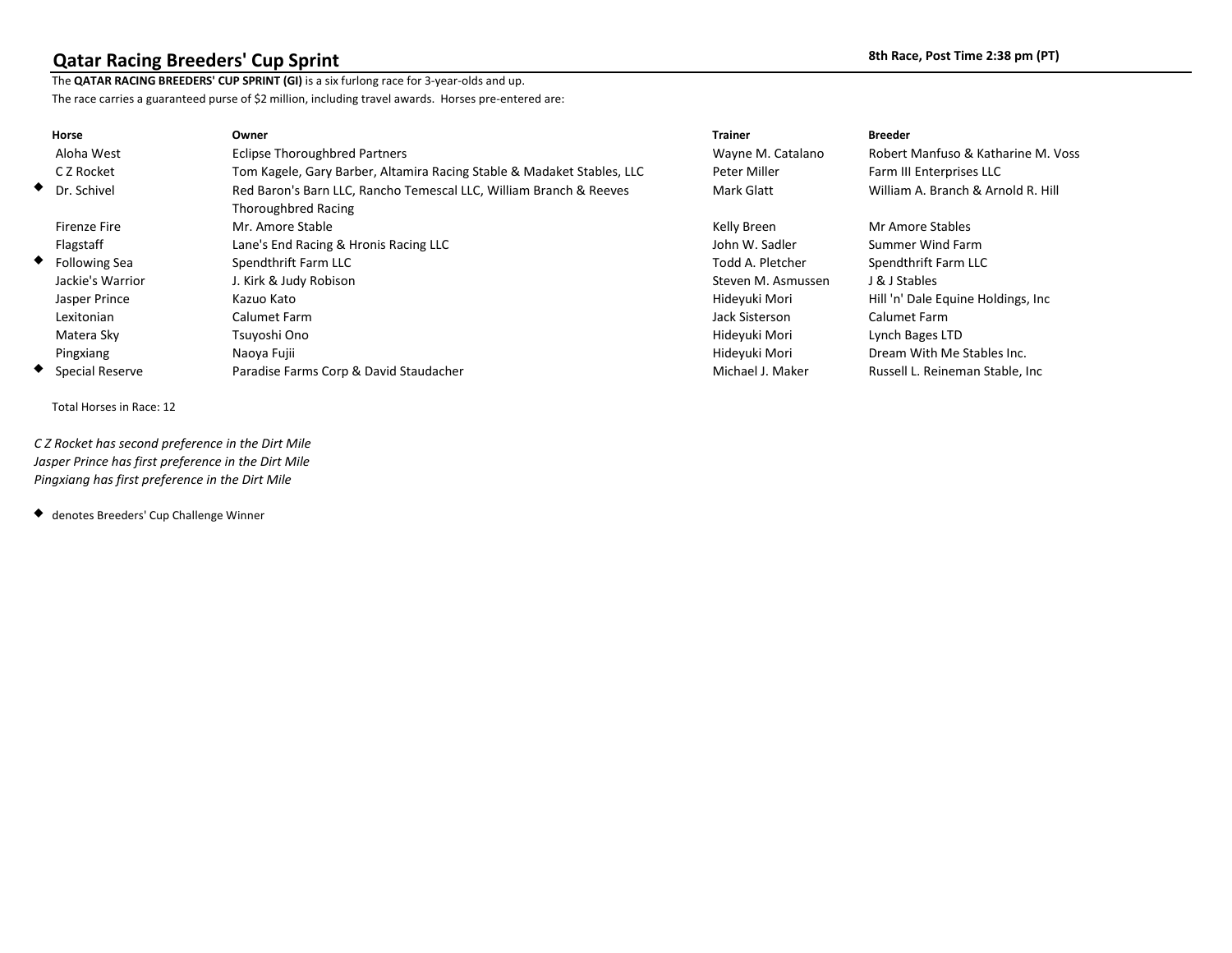## Qatar Racing Breeders' Cup Sprint

**8th Race, Post Time 2:38 pm (PT)**

The **QATAR RACING BREEDERS' CUP SPRINT (GI)** is a six furlong race for 3-year-olds and up.

The race carries a guaranteed purse of $2 million, including travel awards. Horses pre-entered are:

| | Horse | Owner | Trainer | Breeder |
|---|---|---|---|---|
| | Aloha West | Eclipse Thoroughbred Partners | Wayne M. Catalano | Robert Manfuso & Katharine M. Voss |
| | C Z Rocket | Tom Kagele, Gary Barber, Altamira Racing Stable & Madaket Stables, LLC | Peter Miller | Farm III Enterprises LLC |
| ◆ | Dr. Schivel | Red Baron's Barn LLC, Rancho Temescal LLC, William Branch & Reeves Thoroughbred Racing | Mark Glatt | William A. Branch & Arnold R. Hill |
| | Firenze Fire | Mr. Amore Stable | Kelly Breen | Mr Amore Stables |
| | Flagstaff | Lane's End Racing & Hronis Racing LLC | John W. Sadler | Summer Wind Farm |
| ◆ | Following Sea | Spendthrift Farm LLC | Todd A. Pletcher | Spendthrift Farm LLC |
| | Jackie's Warrior | J. Kirk & Judy Robison | Steven M. Asmussen | J & J Stables |
| | Jasper Prince | Kazuo Kato | Hideyuki Mori | Hill 'n' Dale Equine Holdings, Inc |
| | Lexitonian | Calumet Farm | Jack Sisterson | Calumet Farm |
| | Matera Sky | Tsuyoshi Ono | Hideyuki Mori | Lynch Bages LTD |
| | Pingxiang | Naoya Fujii | Hideyuki Mori | Dream With Me Stables Inc. |
| ◆ | Special Reserve | Paradise Farms Corp & David Staudacher | Michael J. Maker | Russell L. Reineman Stable, Inc |

Total Horses in Race: 12

*C Z Rocket has second preference in the Dirt Mile*
*Jasper Prince has first preference in the Dirt Mile*
*Pingxiang has first preference in the Dirt Mile*

◆ denotes Breeders' Cup Challenge Winner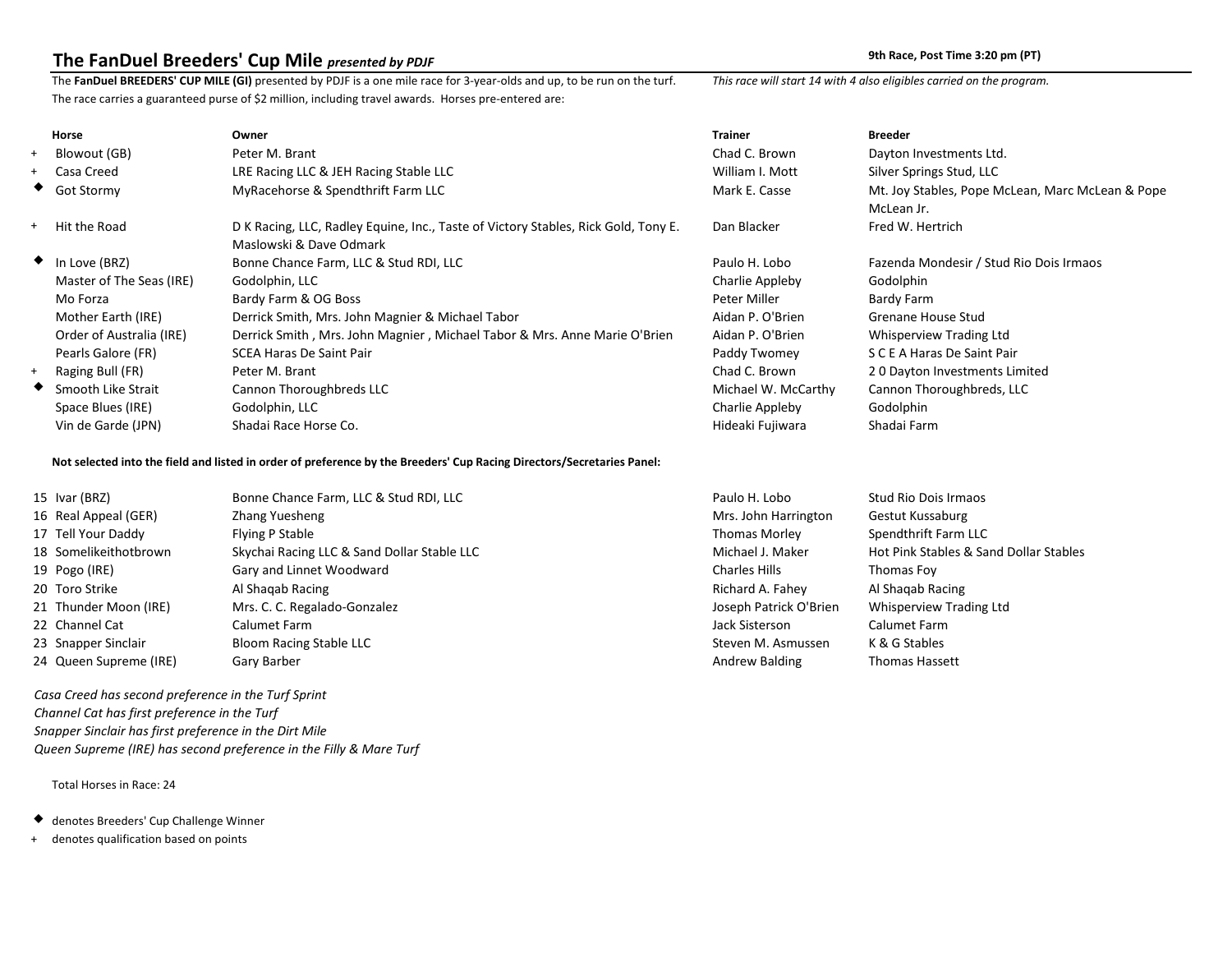## The FanDuel Breeders' Cup Mile *presented by PDJF*

**9th Race, Post Time 3:20 pm (PT)**

The **FanDuel BREEDERS' CUP MILE (GI)** presented by PDJF is a one mile race for 3-year-olds and up, to be run on the turf. The race carries a guaranteed purse of $2 million, including travel awards. Horses pre-entered are:

*This race will start 14 with 4 also eligibles carried on the program.*

| | Horse | Owner | Trainer | Breeder |
|---|---|---|---|---|
| + | Blowout (GB) | Peter M. Brant | Chad C. Brown | Dayton Investments Ltd. |
| + | Casa Creed | LRE Racing LLC & JEH Racing Stable LLC | William I. Mott | Silver Springs Stud, LLC |
| ◆ | Got Stormy | MyRacehorse & Spendthrift Farm LLC | Mark E. Casse | Mt. Joy Stables, Pope McLean, Marc McLean & Pope McLean Jr. |
| + | Hit the Road | D K Racing, LLC, Radley Equine, Inc., Taste of Victory Stables, Rick Gold, Tony E. Maslowski & Dave Odmark | Dan Blacker | Fred W. Hertrich |
| ◆ | In Love (BRZ) | Bonne Chance Farm, LLC & Stud RDI, LLC | Paulo H. Lobo | Fazenda Mondesir / Stud Rio Dois Irmaos |
| | Master of The Seas (IRE) | Godolphin, LLC | Charlie Appleby | Godolphin |
| | Mo Forza | Bardy Farm & OG Boss | Peter Miller | Bardy Farm |
| | Mother Earth (IRE) | Derrick Smith, Mrs. John Magnier & Michael Tabor | Aidan P. O'Brien | Grenane House Stud |
| | Order of Australia (IRE) | Derrick Smith , Mrs. John Magnier , Michael Tabor & Mrs. Anne Marie O'Brien | Aidan P. O'Brien | Whisperview Trading Ltd |
| | Pearls Galore (FR) | SCEA Haras De Saint Pair | Paddy Twomey | S C E A Haras De Saint Pair |
| + | Raging Bull (FR) | Peter M. Brant | Chad C. Brown | 2 0 Dayton Investments Limited |
| ◆ | Smooth Like Strait | Cannon Thoroughbreds LLC | Michael W. McCarthy | Cannon Thoroughbreds, LLC |
| | Space Blues (IRE) | Godolphin, LLC | Charlie Appleby | Godolphin |
| | Vin de Garde (JPN) | Shadai Race Horse Co. | Hideaki Fujiwara | Shadai Farm |

**Not selected into the field and listed in order of preference by the Breeders' Cup Racing Directors/Secretaries Panel:**

| | Horse | Owner | Trainer | Breeder |
|---|---|---|---|---|
| 15 | Ivar (BRZ) | Bonne Chance Farm, LLC & Stud RDI, LLC | Paulo H. Lobo | Stud Rio Dois Irmaos |
| 16 | Real Appeal (GER) | Zhang Yuesheng | Mrs. John Harrington | Gestut Kussaburg |
| 17 | Tell Your Daddy | Flying P Stable | Thomas Morley | Spendthrift Farm LLC |
| 18 | Somelikeithotbrown | Skychai Racing LLC & Sand Dollar Stable LLC | Michael J. Maker | Hot Pink Stables & Sand Dollar Stables |
| 19 | Pogo (IRE) | Gary and Linnet Woodward | Charles Hills | Thomas Foy |
| 20 | Toro Strike | Al Shaqab Racing | Richard A. Fahey | Al Shaqab Racing |
| 21 | Thunder Moon (IRE) | Mrs. C. C. Regalado-Gonzalez | Joseph Patrick O'Brien | Whisperview Trading Ltd |
| 22 | Channel Cat | Calumet Farm | Jack Sisterson | Calumet Farm |
| 23 | Snapper Sinclair | Bloom Racing Stable LLC | Steven M. Asmussen | K & G Stables |
| 24 | Queen Supreme (IRE) | Gary Barber | Andrew Balding | Thomas Hassett |

*Casa Creed has second preference in the Turf Sprint*
*Channel Cat has first preference in the Turf*
*Snapper Sinclair has first preference in the Dirt Mile*
*Queen Supreme (IRE) has second preference in the Filly & Mare Turf*

Total Horses in Race: 24

◆ denotes Breeders' Cup Challenge Winner
+ denotes qualification based on points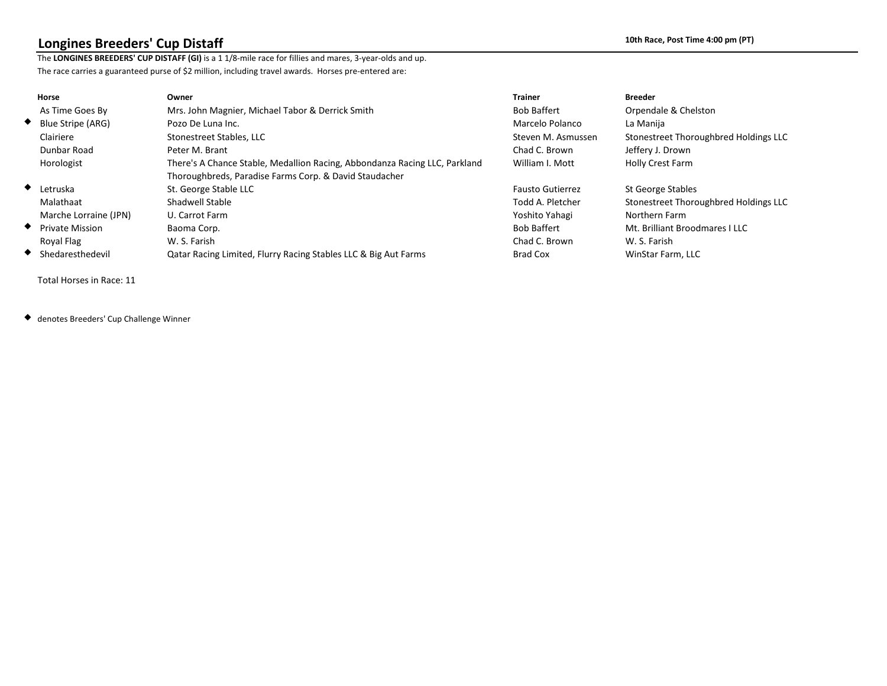## Longines Breeders' Cup Distaff

**10th Race, Post Time 4:00 pm (PT)**

The **LONGINES BREEDERS' CUP DISTAFF (GI)** is a 1 1/8-mile race for fillies and mares, 3-year-olds and up.
The race carries a guaranteed purse of $2 million, including travel awards. Horses pre-entered are:

| | Horse | Owner | Trainer | Breeder |
|---|---|---|---|---|
| | As Time Goes By | Mrs. John Magnier, Michael Tabor & Derrick Smith | Bob Baffert | Orpendale & Chelston |
| ◆ | Blue Stripe (ARG) | Pozo De Luna Inc. | Marcelo Polanco | La Manija |
| | Clairiere | Stonestreet Stables, LLC | Steven M. Asmussen | Stonestreet Thoroughbred Holdings LLC |
| | Dunbar Road | Peter M. Brant | Chad C. Brown | Jeffery J. Drown |
| | Horologist | There's A Chance Stable, Medallion Racing, Abbondanza Racing LLC, Parkland Thoroughbreds, Paradise Farms Corp. & David Staudacher | William I. Mott | Holly Crest Farm |
| ◆ | Letruska | St. George Stable LLC | Fausto Gutierrez | St George Stables |
| | Malathaat | Shadwell Stable | Todd A. Pletcher | Stonestreet Thoroughbred Holdings LLC |
| | Marche Lorraine (JPN) | U. Carrot Farm | Yoshito Yahagi | Northern Farm |
| ◆ | Private Mission | Baoma Corp. | Bob Baffert | Mt. Brilliant Broodmares I LLC |
| | Royal Flag | W. S. Farish | Chad C. Brown | W. S. Farish |
| ◆ | Shedaresthedevil | Qatar Racing Limited, Flurry Racing Stables LLC & Big Aut Farms | Brad Cox | WinStar Farm, LLC |

Total Horses in Race: 11

◆ denotes Breeders' Cup Challenge Winner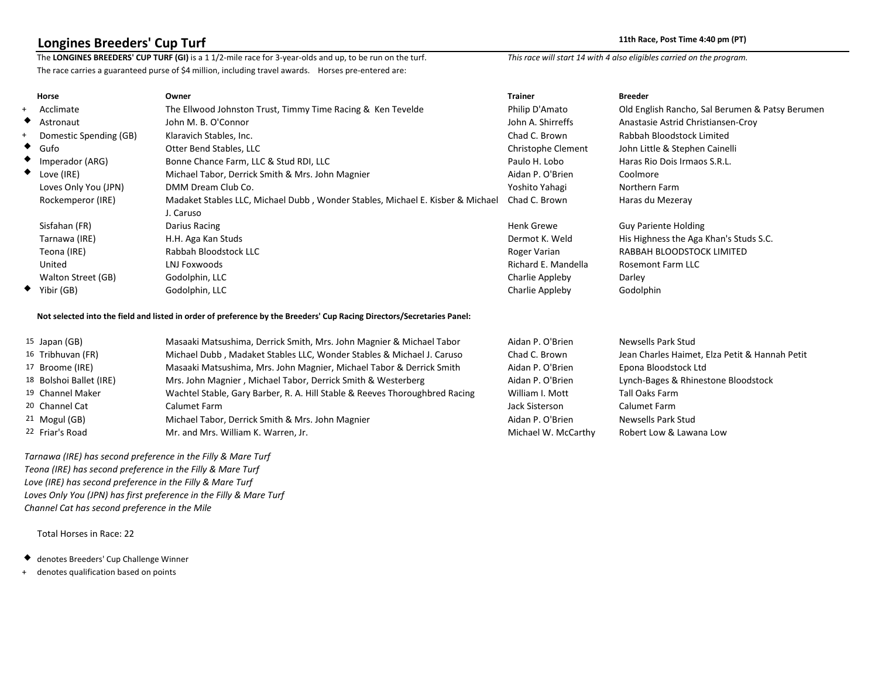## Longines Breeders' Cup Turf

**11th Race, Post Time 4:40 pm (PT)**

The **LONGINES BREEDERS' CUP TURF (GI)** is a 1 1/2-mile race for 3-year-olds and up, to be run on the turf. The race carries a guaranteed purse of $4 million, including travel awards. Horses pre-entered are:

*This race will start 14 with 4 also eligibles carried on the program.*

| | Horse | Owner | Trainer | Breeder |
|---|---|---|---|---|
| + | Acclimate | The Ellwood Johnston Trust, Timmy Time Racing & Ken Tevelde | Philip D'Amato | Old English Rancho, Sal Berumen & Patsy Berumen |
| ◆ | Astronaut | John M. B. O'Connor | John A. Shirreffs | Anastasie Astrid Christiansen-Croy |
| + | Domestic Spending (GB) | Klaravich Stables, Inc. | Chad C. Brown | Rabbah Bloodstock Limited |
| ◆ | Gufo | Otter Bend Stables, LLC | Christophe Clement | John Little & Stephen Cainelli |
| ◆ | Imperador (ARG) | Bonne Chance Farm, LLC & Stud RDI, LLC | Paulo H. Lobo | Haras Rio Dois Irmaos S.R.L. |
| ◆ | Love (IRE) | Michael Tabor, Derrick Smith & Mrs. John Magnier | Aidan P. O'Brien | Coolmore |
| | Loves Only You (JPN) | DMM Dream Club Co. | Yoshito Yahagi | Northern Farm |
| | Rockemperor (IRE) | Madaket Stables LLC, Michael Dubb , Wonder Stables, Michael E. Kisber & Michael J. Caruso | Chad C. Brown | Haras du Mezeray |
| | Sisfahan (FR) | Darius Racing | Henk Grewe | Guy Pariente Holding |
| | Tarnawa (IRE) | H.H. Aga Kan Studs | Dermot K. Weld | His Highness the Aga Khan's Studs S.C. |
| | Teona (IRE) | Rabbah Bloodstock LLC | Roger Varian | RABBAH BLOODSTOCK LIMITED |
| | United | LNJ Foxwoods | Richard E. Mandella | Rosemont Farm LLC |
| | Walton Street (GB) | Godolphin, LLC | Charlie Appleby | Darley |
| ◆ | Yibir (GB) | Godolphin, LLC | Charlie Appleby | Godolphin |

**Not selected into the field and listed in order of preference by the Breeders' Cup Racing Directors/Secretaries Panel:**

| | Horse | Owner | Trainer | Breeder |
|---|---|---|---|---|
| 15 | Japan (GB) | Masaaki Matsushima, Derrick Smith, Mrs. John Magnier & Michael Tabor | Aidan P. O'Brien | Newsells Park Stud |
| 16 | Tribhuvan (FR) | Michael Dubb , Madaket Stables LLC, Wonder Stables & Michael J. Caruso | Chad C. Brown | Jean Charles Haimet, Elza Petit & Hannah Petit |
| 17 | Broome (IRE) | Masaaki Matsushima, Mrs. John Magnier, Michael Tabor & Derrick Smith | Aidan P. O'Brien | Epona Bloodstock Ltd |
| 18 | Bolshoi Ballet (IRE) | Mrs. John Magnier , Michael Tabor, Derrick Smith & Westerberg | Aidan P. O'Brien | Lynch-Bages & Rhinestone Bloodstock |
| 19 | Channel Maker | Wachtel Stable, Gary Barber, R. A. Hill Stable & Reeves Thoroughbred Racing | William I. Mott | Tall Oaks Farm |
| 20 | Channel Cat | Calumet Farm | Jack Sisterson | Calumet Farm |
| 21 | Mogul (GB) | Michael Tabor, Derrick Smith & Mrs. John Magnier | Aidan P. O'Brien | Newsells Park Stud |
| 22 | Friar's Road | Mr. and Mrs. William K. Warren, Jr. | Michael W. McCarthy | Robert Low & Lawana Low |

*Tarnawa (IRE) has second preference in the Filly & Mare Turf*
*Teona (IRE) has second preference in the Filly & Mare Turf*
*Love (IRE) has second preference in the Filly & Mare Turf*
*Loves Only You (JPN) has first preference in the Filly & Mare Turf*
*Channel Cat has second preference in the Mile*

Total Horses in Race: 22

◆ denotes Breeders' Cup Challenge Winner
+ denotes qualification based on points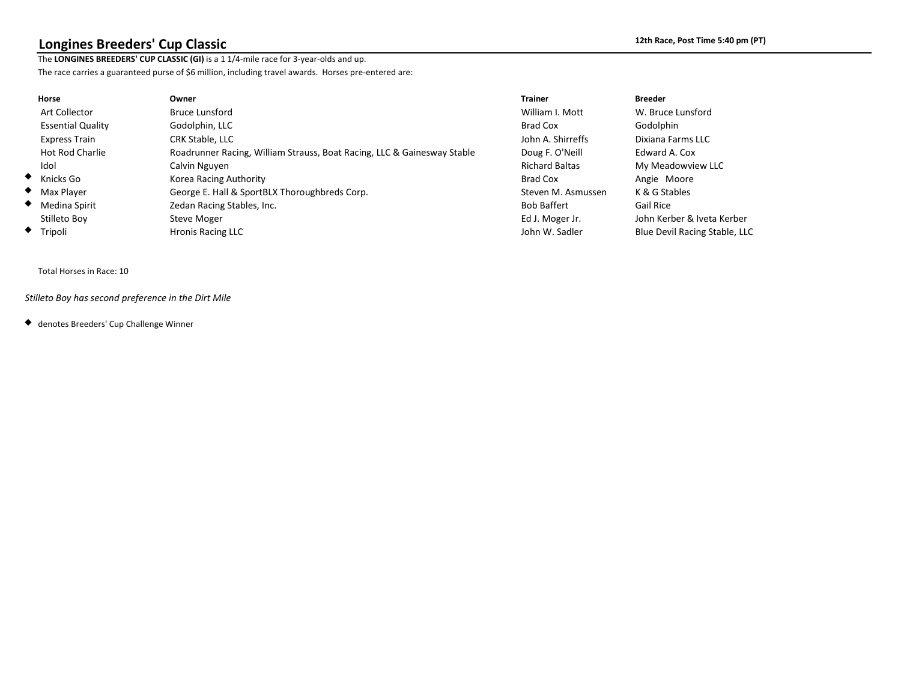## Longines Breeders' Cup Classic

**12th Race, Post Time 5:40 pm (PT)**

The **LONGINES BREEDERS' CUP CLASSIC (GI)** is a 1 1/4-mile race for 3-year-olds and up.

The race carries a guaranteed purse of $6 million, including travel awards. Horses pre-entered are:

| | Horse | Owner | Trainer | Breeder |
|---|---|---|---|---|
| | Art Collector | Bruce Lunsford | William I. Mott | W. Bruce Lunsford |
| | Essential Quality | Godolphin, LLC | Brad Cox | Godolphin |
| | Express Train | CRK Stable, LLC | John A. Shirreffs | Dixiana Farms LLC |
| | Hot Rod Charlie | Roadrunner Racing, William Strauss, Boat Racing, LLC & Gainesway Stable | Doug F. O'Neill | Edward A. Cox |
| | Idol | Calvin Nguyen | Richard Baltas | My Meadowview LLC |
| ◆ | Knicks Go | Korea Racing Authority | Brad Cox | Angie Moore |
| ◆ | Max Player | George E. Hall & SportBLX Thoroughbreds Corp. | Steven M. Asmussen | K & G Stables |
| ◆ | Medina Spirit | Zedan Racing Stables, Inc. | Bob Baffert | Gail Rice |
| | Stilleto Boy | Steve Moger | Ed J. Moger Jr. | John Kerber & Iveta Kerber |
| ◆ | Tripoli | Hronis Racing LLC | John W. Sadler | Blue Devil Racing Stable, LLC |

Total Horses in Race: 10

*Stilleto Boy has second preference in the Dirt Mile*

◆ denotes Breeders' Cup Challenge Winner